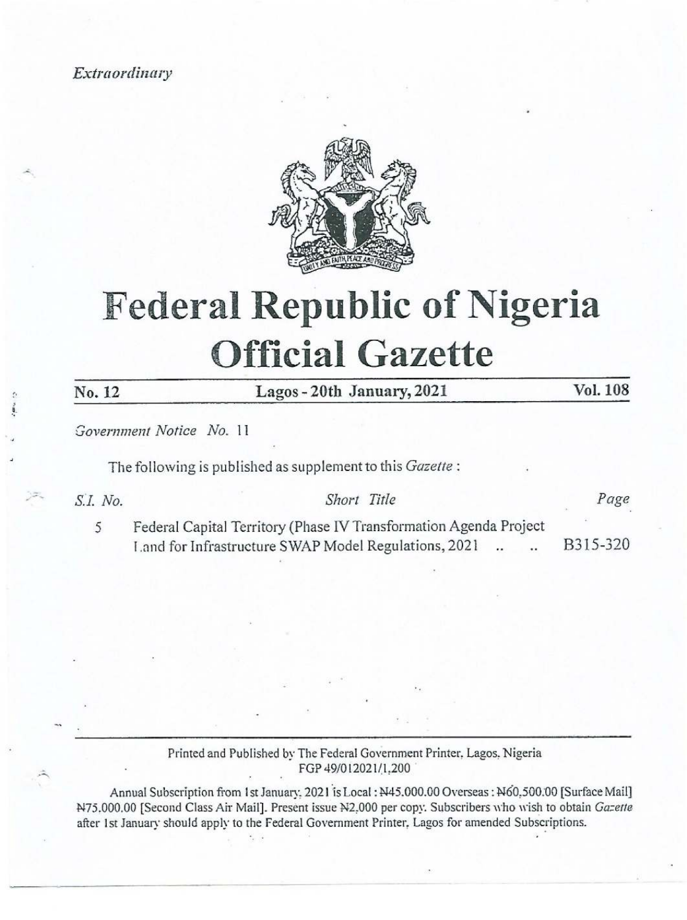*Extraordinary*

# Federal Republic of Nigeria
# Official Gazette

**No. 12** **Lagos - 20th January, 2021** **Vol. 108**

*Government Notice No.* 11

The following is published as supplement to this *Gazette* :

| *S.I. No.* | *Short Title* | *Page* |
|---|---|---|
| 5 | Federal Capital Territory (Phase IV Transformation Agenda Project Land for Infrastructure SWAP Model Regulations, 2021 .. .. | B315-320 |

Printed and Published by The Federal Government Printer, Lagos, Nigeria
FGP 49/012021/1,200

Annual Subscription from 1st January, 2021 is Local : ₦45,000.00 Overseas : ₦60,500.00 [Surface Mail] ₦75,000.00 [Second Class Air Mail]. Present issue ₦2,000 per copy. Subscribers who wish to obtain *Gazette* after 1st January should apply to the Federal Government Printer, Lagos for amended Subscriptions.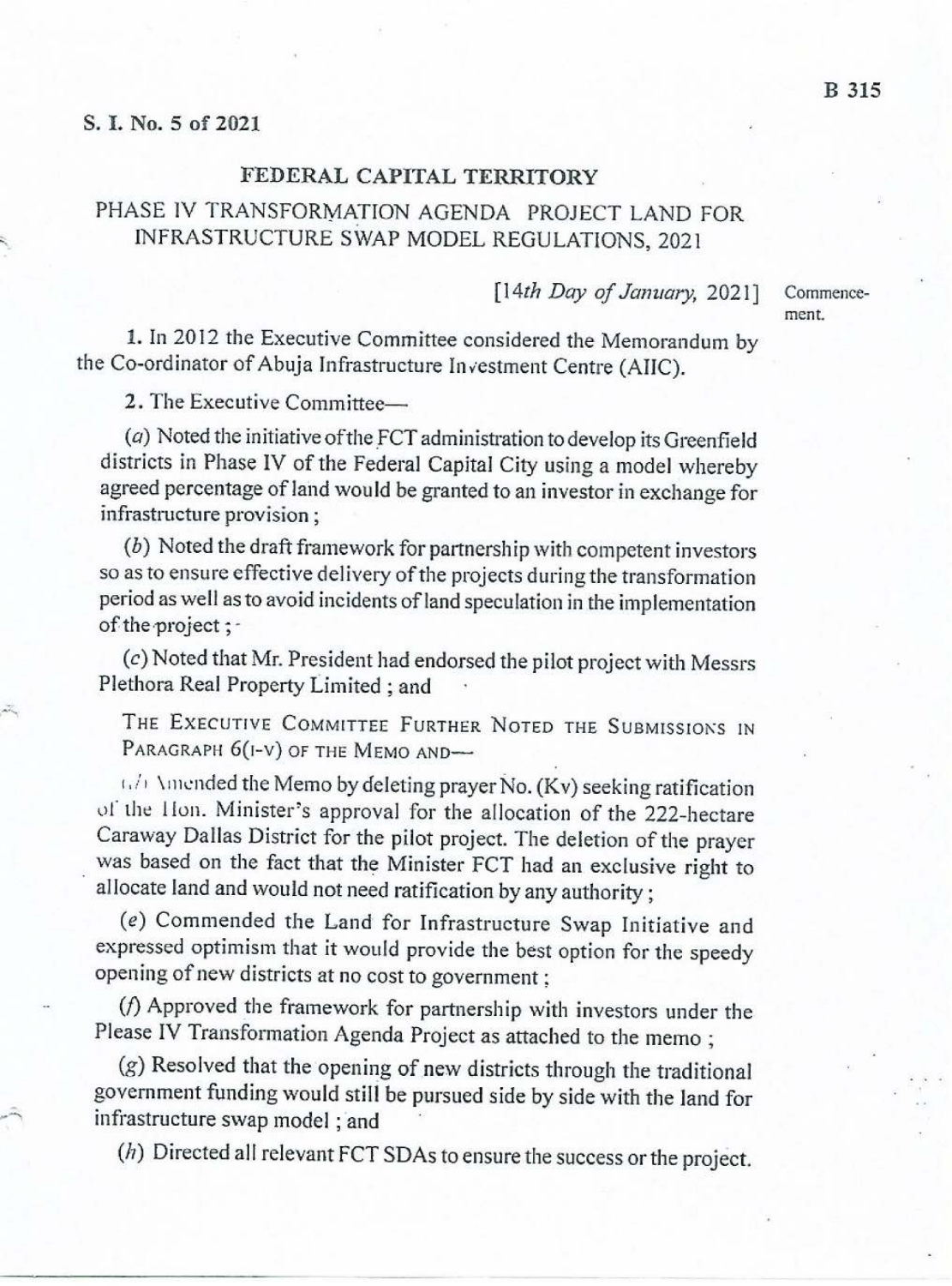S. I. No. 5 of 2021

## FEDERAL CAPITAL TERRITORY

## PHASE IV TRANSFORMATION AGENDA PROJECT LAND FOR INFRASTRUCTURE SWAP MODEL REGULATIONS, 2021

[*14th Day of January,* 2021] Commencement.

**1.** In 2012 the Executive Committee considered the Memorandum by the Co-ordinator of Abuja Infrastructure Investment Centre (AIIC).

**2.** The Executive Committee—

(*a*) Noted the initiative of the FCT administration to develop its Greenfield districts in Phase IV of the Federal Capital City using a model whereby agreed percentage of land would be granted to an investor in exchange for infrastructure provision ;

(*b*) Noted the draft framework for partnership with competent investors so as to ensure effective delivery of the projects during the transformation period as well as to avoid incidents of land speculation in the implementation of the project ;

(*c*) Noted that Mr. President had endorsed the pilot project with Messrs Plethora Real Property Limited ; and

THE EXECUTIVE COMMITTEE FURTHER NOTED THE SUBMISSIONS IN PARAGRAPH 6(I-V) OF THE MEMO AND—

(*d*) Amended the Memo by deleting prayer No. (Kv) seeking ratification of the Hon. Minister's approval for the allocation of the 222-hectare Caraway Dallas District for the pilot project. The deletion of the prayer was based on the fact that the Minister FCT had an exclusive right to allocate land and would not need ratification by any authority ;

(*e*) Commended the Land for Infrastructure Swap Initiative and expressed optimism that it would provide the best option for the speedy opening of new districts at no cost to government ;

(*f*) Approved the framework for partnership with investors under the Please IV Transformation Agenda Project as attached to the memo ;

(*g*) Resolved that the opening of new districts through the traditional government funding would still be pursued side by side with the land for infrastructure swap model ; and

(*h*) Directed all relevant FCT SDAs to ensure the success or the project.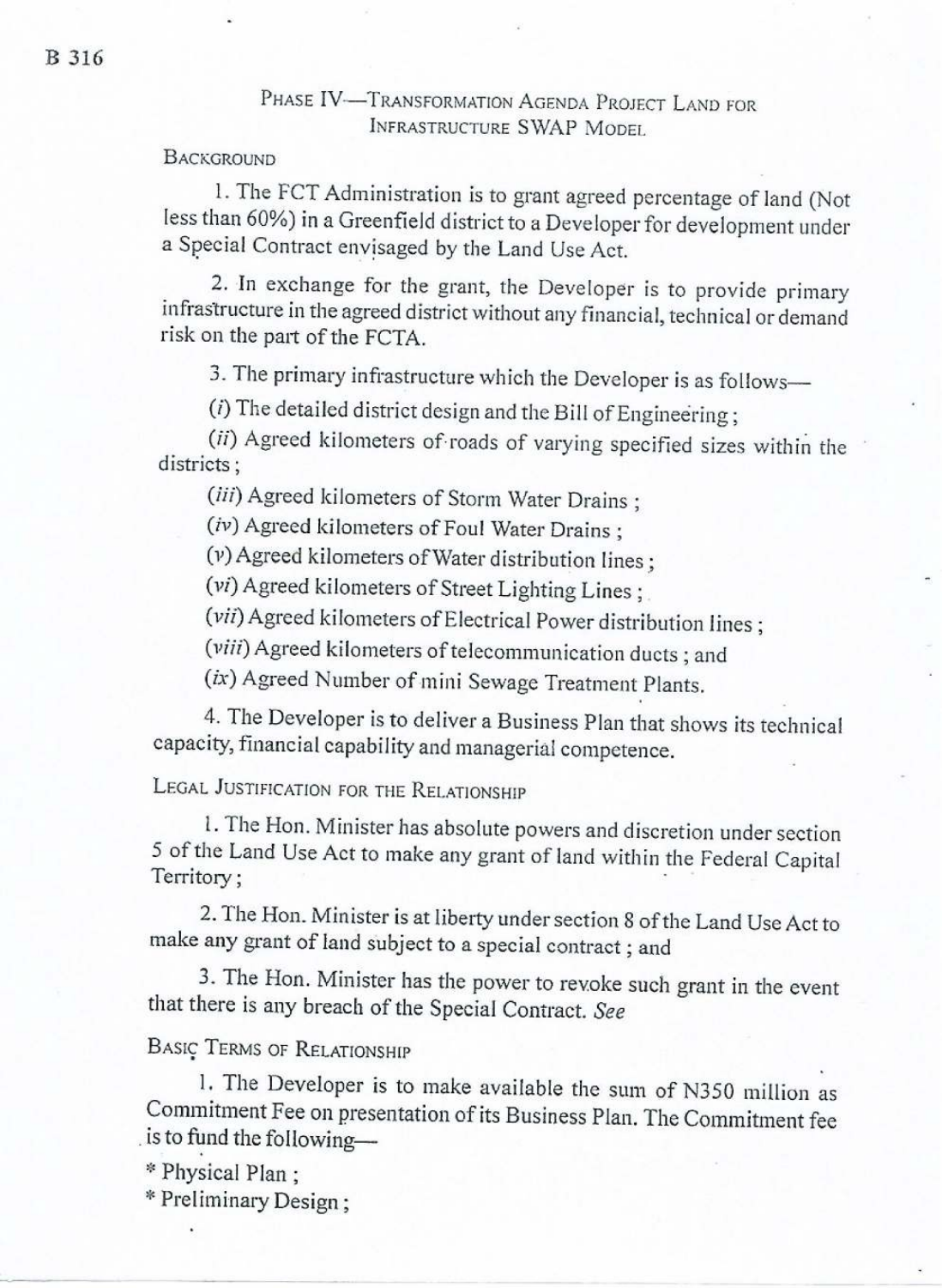## Phase IV—Transformation Agenda Project Land for Infrastructure SWAP Model

### Background

1. The FCT Administration is to grant agreed percentage of land (Not less than 60%) in a Greenfield district to a Developer for development under a Special Contract envisaged by the Land Use Act.

2. In exchange for the grant, the Developer is to provide primary infrastructure in the agreed district without any financial, technical or demand risk on the part of the FCTA.

3. The primary infrastructure which the Developer is as follows—

(*i*) The detailed district design and the Bill of Engineering ;

(*ii*) Agreed kilometers of roads of varying specified sizes within the districts ;

(*iii*) Agreed kilometers of Storm Water Drains ;

(*iv*) Agreed kilometers of Foul Water Drains ;

(*v*) Agreed kilometers of Water distribution lines ;

(*vi*) Agreed kilometers of Street Lighting Lines ;

(*vii*) Agreed kilometers of Electrical Power distribution lines ;

(*viii*) Agreed kilometers of telecommunication ducts ; and

(*ix*) Agreed Number of mini Sewage Treatment Plants.

4. The Developer is to deliver a Business Plan that shows its technical capacity, financial capability and managerial competence.

### Legal Justification for the Relationship

1. The Hon. Minister has absolute powers and discretion under section 5 of the Land Use Act to make any grant of land within the Federal Capital Territory ;

2. The Hon. Minister is at liberty under section 8 of the Land Use Act to make any grant of land subject to a special contract ; and

3. The Hon. Minister has the power to revoke such grant in the event that there is any breach of the Special Contract. *See*

### Basic Terms of Relationship

1. The Developer is to make available the sum of N350 million as Commitment Fee on presentation of its Business Plan. The Commitment fee is to fund the following—

* Physical Plan ;
* Preliminary Design ;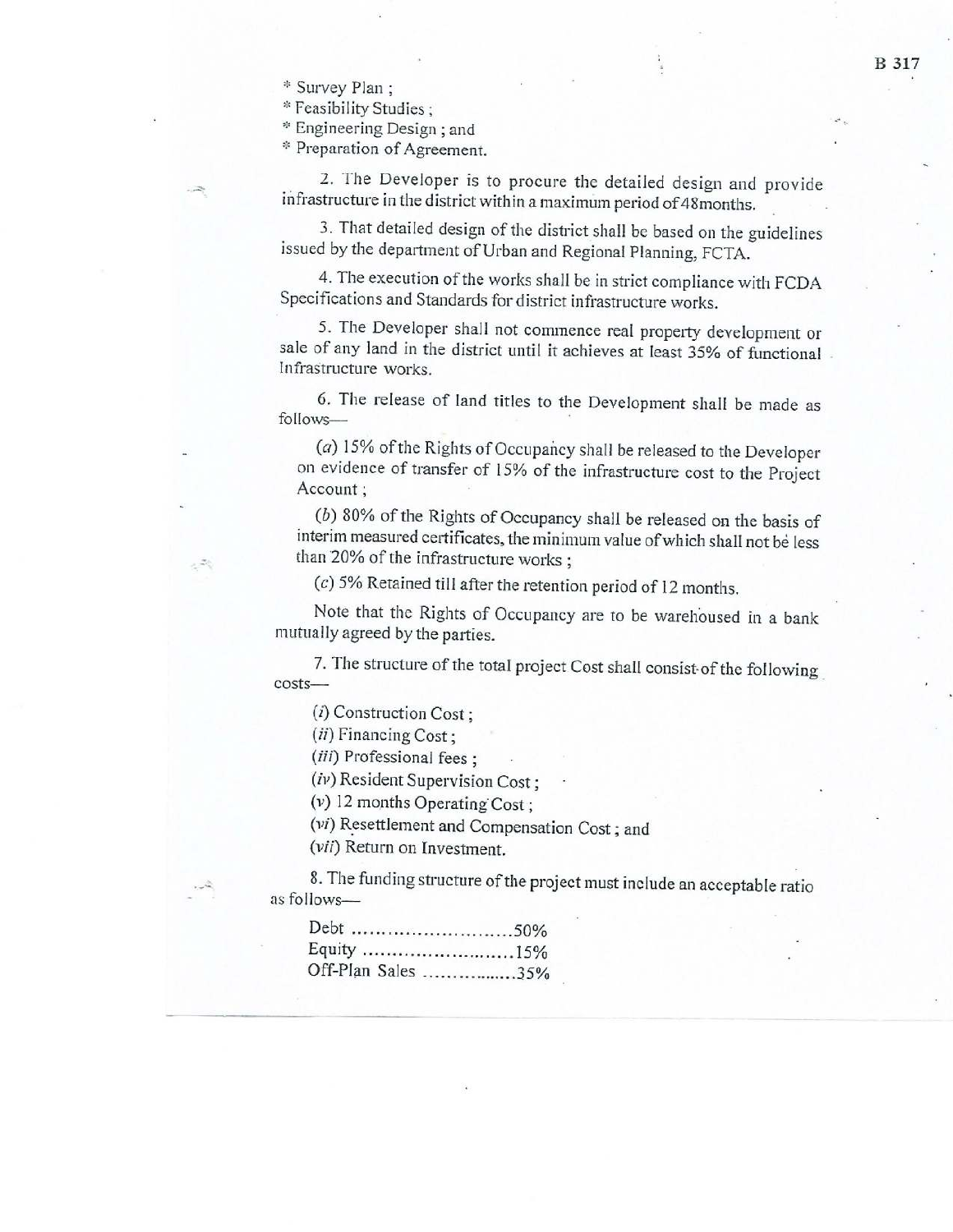* Survey Plan ;
* Feasibility Studies ;
* Engineering Design ; and
* Preparation of Agreement.

2. The Developer is to procure the detailed design and provide infrastructure in the district within a maximum period of48months.

3. That detailed design of the district shall be based on the guidelines issued by the department of Urban and Regional Planning, FCTA.

4. The execution of the works shall be in strict compliance with FCDA Specifications and Standards for district infrastructure works.

5. The Developer shall not commence real property development or sale of any land in the district until it achieves at least 35% of functional Infrastructure works.

6. The release of land titles to the Development shall be made as follows—

(*a*) 15% of the Rights of Occupancy shall be released to the Developer on evidence of transfer of 15% of the infrastructure cost to the Project Account ;

(*b*) 80% of the Rights of Occupancy shall be released on the basis of interim measured certificates, the minimum value of which shall not be less than 20% of the infrastructure works ;

(*c*) 5% Retained till after the retention period of 12 months.

Note that the Rights of Occupancy are to be warehoused in a bank mutually agreed by the parties.

7. The structure of the total project Cost shall consist of the following costs—

(*i*) Construction Cost ;

(*ii*) Financing Cost ;

(*iii*) Professional fees ;

(*iv*) Resident Supervision Cost ;

(*v*) 12 months Operating Cost ;

(*vi*) Resettlement and Compensation Cost ; and

(*vii*) Return on Investment.

8. The funding structure of the project must include an acceptable ratio as follows—

Debt ..........................50%
Equity .........................15%
Off-Plan Sales ................35%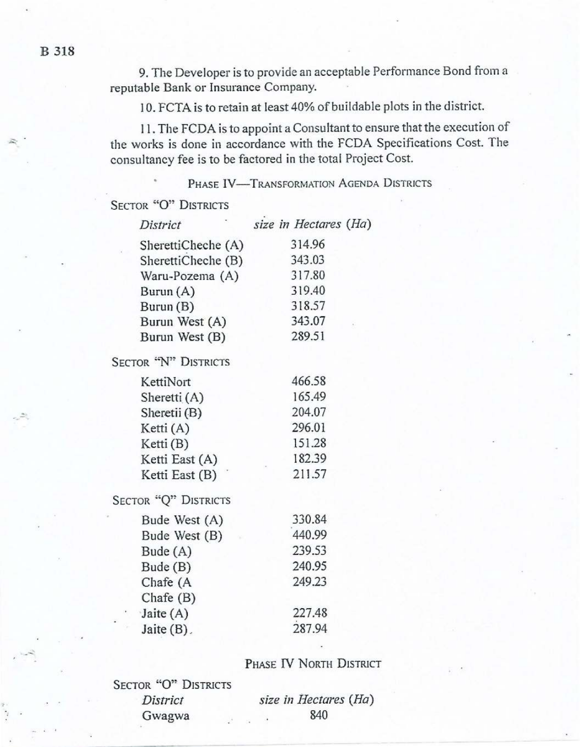9. The Developer is to provide an acceptable Performance Bond from a reputable Bank or Insurance Company.

10. FCTA is to retain at least 40% of buildable plots in the district.

11. The FCDA is to appoint a Consultant to ensure that the execution of the works is done in accordance with the FCDA Specifications Cost. The consultancy fee is to be factored in the total Project Cost.

## PHASE IV—TRANSFORMATION AGENDA DISTRICTS

### SECTOR "O" DISTRICTS

| *District* | *size in Hectares (Ha)* |
|---|---|
| SherettiCheche (A) | 314.96 |
| SherettiCheche (B) | 343.03 |
| Waru-Pozema (A) | 317.80 |
| Burun (A) | 319.40 |
| Burun (B) | 318.57 |
| Burun West (A) | 343.07 |
| Burun West (B) | 289.51 |

### SECTOR "N" DISTRICTS

| *District* | *size in Hectares (Ha)* |
|---|---|
| KettiNort | 466.58 |
| Sheretti (A) | 165.49 |
| Sheretii (B) | 204.07 |
| Ketti (A) | 296.01 |
| Ketti (B) | 151.28 |
| Ketti East (A) | 182.39 |
| Ketti East (B) | 211.57 |

### SECTOR "Q" DISTRICTS

| *District* | *size in Hectares (Ha)* |
|---|---|
| Bude West (A) | 330.84 |
| Bude West (B) | 440.99 |
| Bude (A) | 239.53 |
| Bude (B) | 240.95 |
| Chafe (A | 249.23 |
| Chafe (B) | |
| Jaite (A) | 227.48 |
| Jaite (B). | 287.94 |

## PHASE IV NORTH DISTRICT

### SECTOR "O" DISTRICTS

| *District* | *size in Hectares (Ha)* |
|---|---|
| Gwagwa | 840 |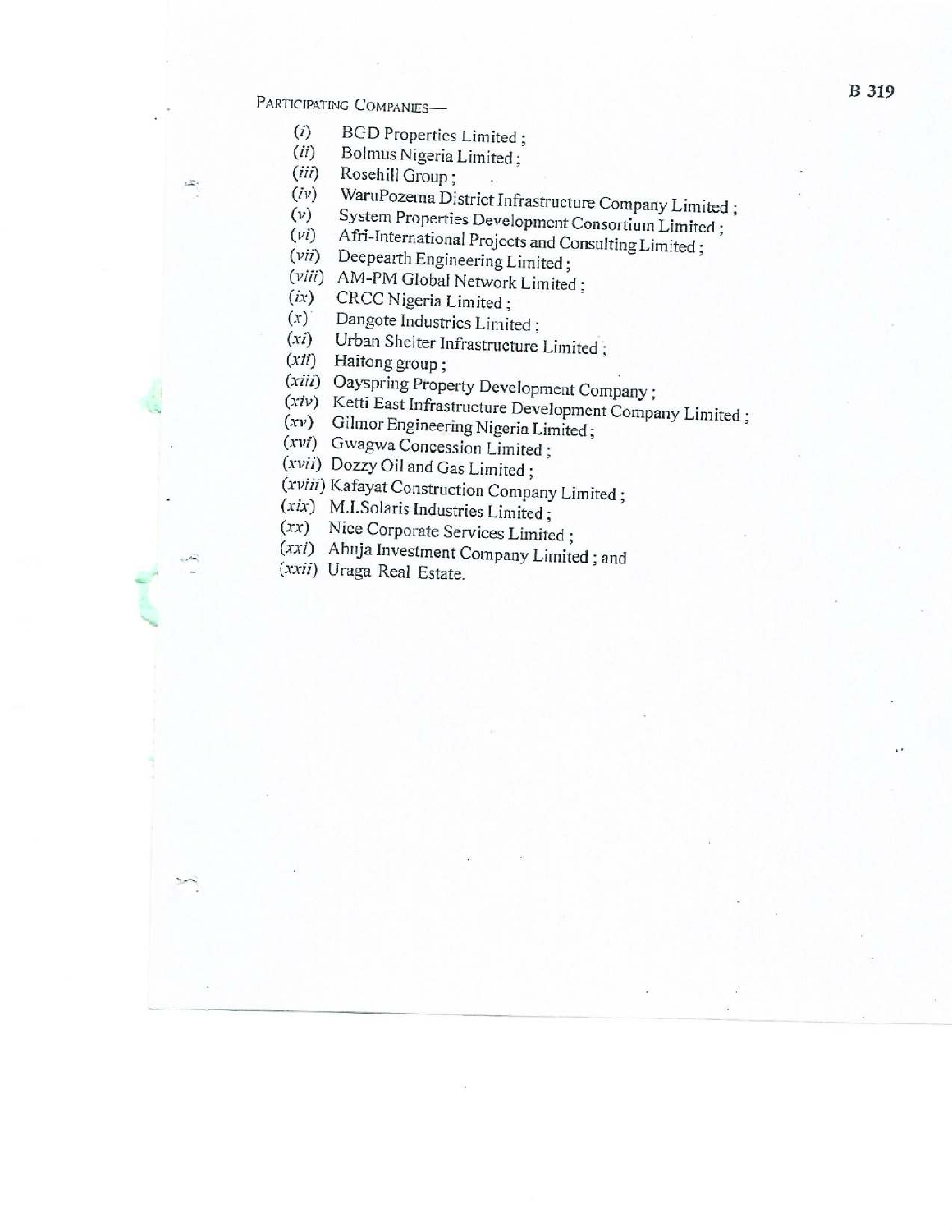PARTICIPATING COMPANIES—

(*i*) BGD Properties Limited ;
(*ii*) Bolmus Nigeria Limited ;
(*iii*) Rosehill Group ;
(*iv*) WaruPozema District Infrastructure Company Limited ;
(*v*) System Properties Development Consortium Limited ;
(*vi*) Afri-International Projects and Consulting Limited ;
(*vii*) Deepearth Engineering Limited ;
(*viii*) AM-PM Global Network Limited ;
(*ix*) CRCC Nigeria Limited ;
(*x*) Dangote Industries Limited ;
(*xi*) Urban Shelter Infrastructure Limited ;
(*xii*) Haitong group ;
(*xiii*) Oayspring Property Development Company ;
(*xiv*) Ketti East Infrastructure Development Company Limited ;
(*xv*) Gilmor Engineering Nigeria Limited ;
(*xvi*) Gwagwa Concession Limited ;
(*xvii*) Dozzy Oil and Gas Limited ;
(*xviii*) Kafayat Construction Company Limited ;
(*xix*) M.I.Solaris Industries Limited ;
(*xx*) Nice Corporate Services Limited ;
(*xxi*) Abuja Investment Company Limited ; and
(*xxii*) Uraga Real Estate.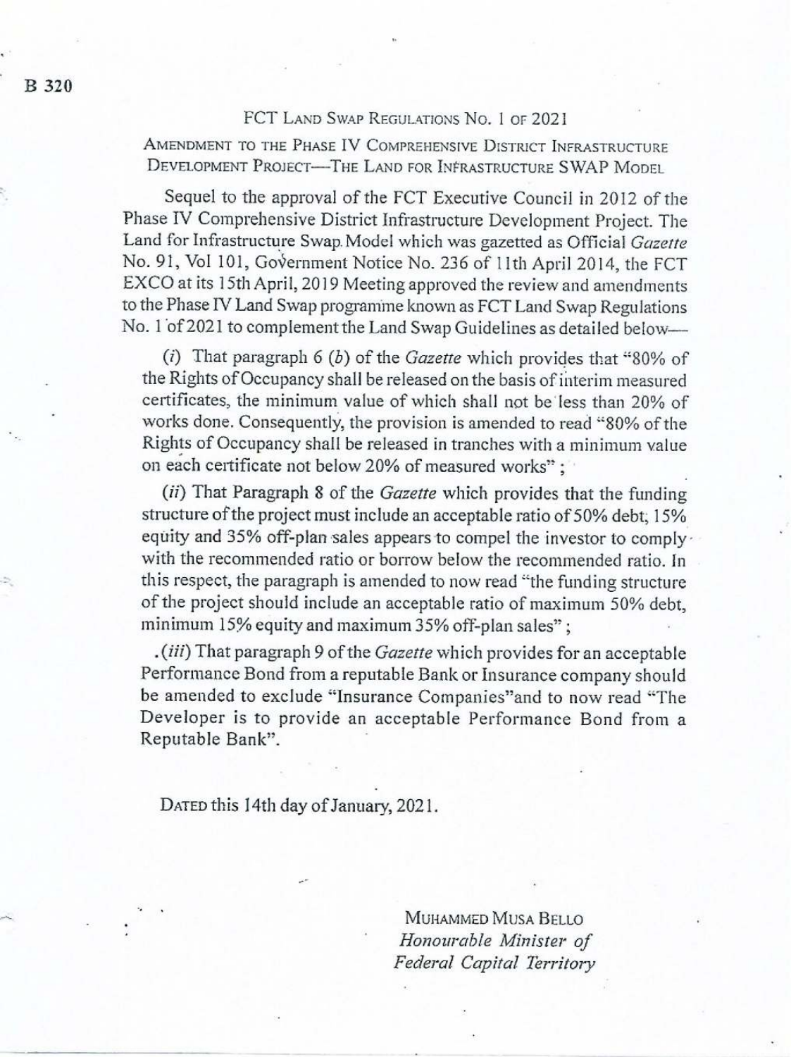## FCT Land Swap Regulations No. 1 of 2021

### Amendment to the Phase IV Comprehensive District Infrastructure Development Project—The Land for Infrastructure SWAP Model

Sequel to the approval of the FCT Executive Council in 2012 of the Phase IV Comprehensive District Infrastructure Development Project. The Land for Infrastructure Swap Model which was gazetted as Official *Gazette* No. 91, Vol 101, Government Notice No. 236 of 11th April 2014, the FCT EXCO at its 15th April, 2019 Meeting approved the review and amendments to the Phase IV Land Swap programme known as FCT Land Swap Regulations No. 1 of 2021 to complement the Land Swap Guidelines as detailed below—

(*i*) That paragraph 6 (*b*) of the *Gazette* which provides that "80% of the Rights of Occupancy shall be released on the basis of interim measured certificates, the minimum value of which shall not be less than 20% of works done. Consequently, the provision is amended to read "80% of the Rights of Occupancy shall be released in tranches with a minimum value on each certificate not below 20% of measured works" ;

(*ii*) That Paragraph 8 of the *Gazette* which provides that the funding structure of the project must include an acceptable ratio of 50% debt, 15% equity and 35% off-plan sales appears to compel the investor to comply with the recommended ratio or borrow below the recommended ratio. In this respect, the paragraph is amended to now read "the funding structure of the project should include an acceptable ratio of maximum 50% debt, minimum 15% equity and maximum 35% off-plan sales" ;

(*iii*) That paragraph 9 of the *Gazette* which provides for an acceptable Performance Bond from a reputable Bank or Insurance company should be amended to exclude "Insurance Companies" and to now read "The Developer is to provide an acceptable Performance Bond from a Reputable Bank".

Dated this 14th day of January, 2021.

Muhammed Musa Bello
*Honourable Minister of*
*Federal Capital Territory*